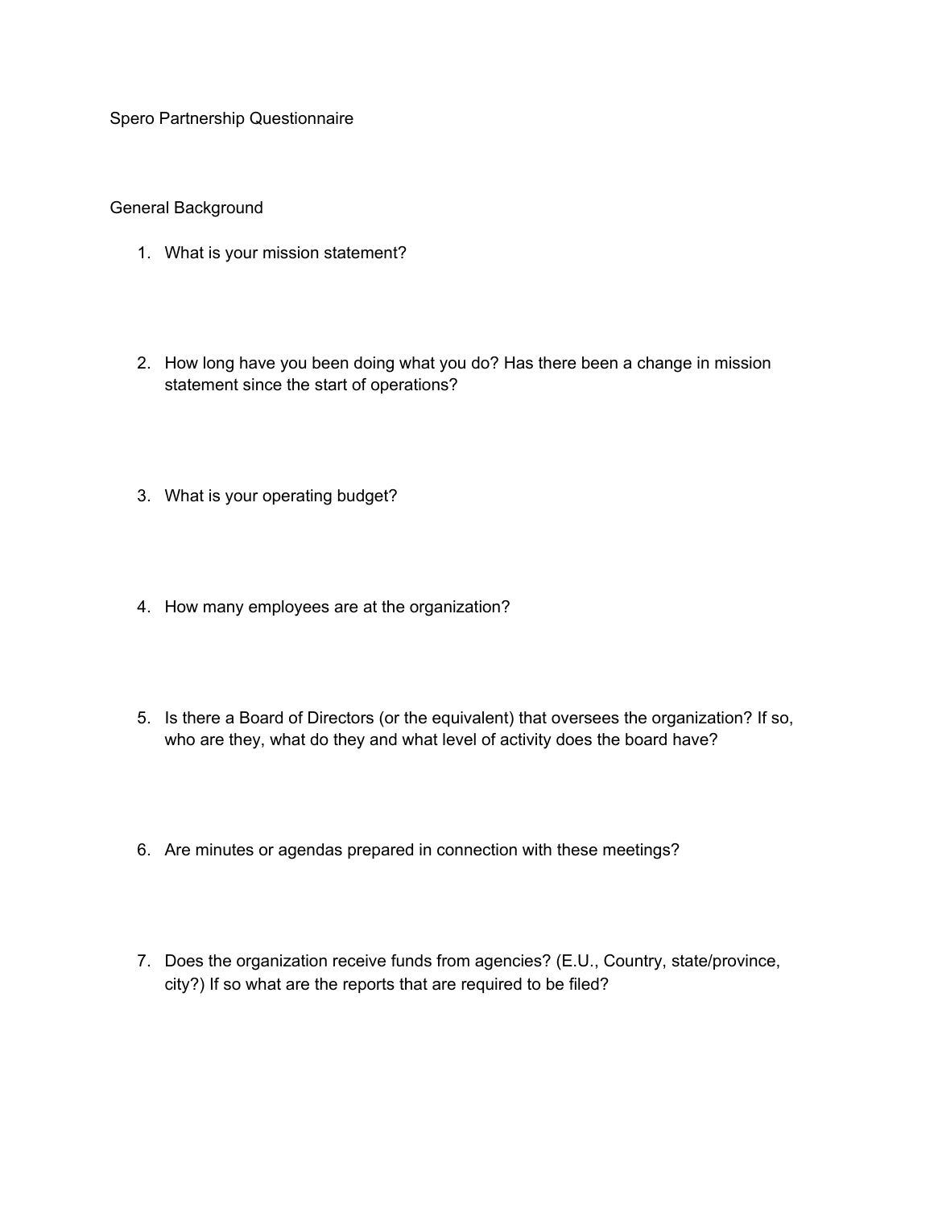# Spero Partnership Questionnaire

## General Background

1. What is your mission statement?

2. How long have you been doing what you do? Has there been a change in mission statement since the start of operations?

3. What is your operating budget?

4. How many employees are at the organization?

5. Is there a Board of Directors (or the equivalent) that oversees the organization? If so, who are they, what do they and what level of activity does the board have?

6. Are minutes or agendas prepared in connection with these meetings?

7. Does the organization receive funds from agencies? (E.U., Country, state/province, city?) If so what are the reports that are required to be filed?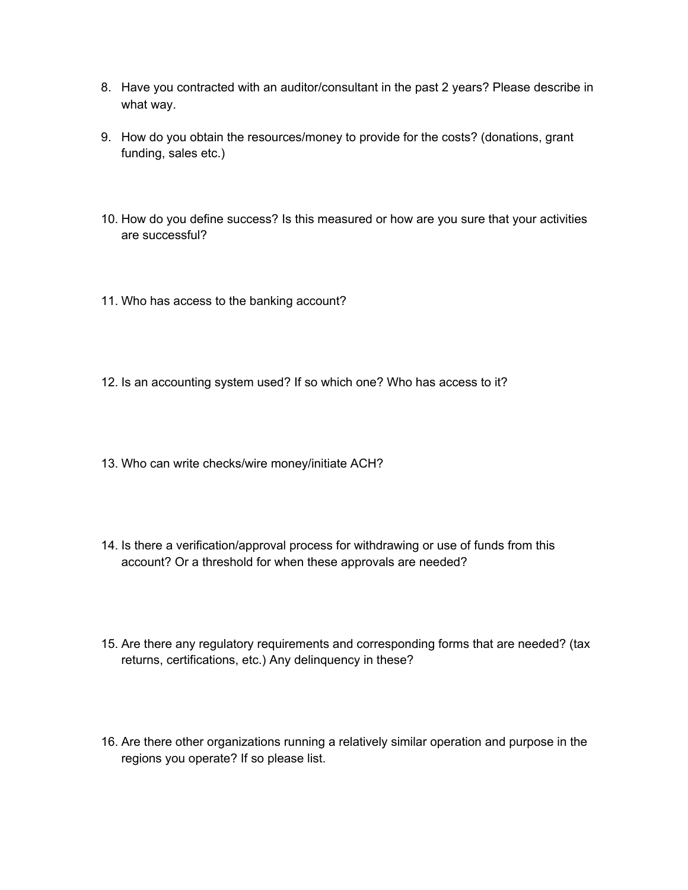8. Have you contracted with an auditor/consultant in the past 2 years? Please describe in what way.

9. How do you obtain the resources/money to provide for the costs? (donations, grant funding, sales etc.)

10. How do you define success? Is this measured or how are you sure that your activities are successful?

11. Who has access to the banking account?

12. Is an accounting system used? If so which one? Who has access to it?

13. Who can write checks/wire money/initiate ACH?

14. Is there a verification/approval process for withdrawing or use of funds from this account? Or a threshold for when these approvals are needed?

15. Are there any regulatory requirements and corresponding forms that are needed? (tax returns, certifications, etc.) Any delinquency in these?

16. Are there other organizations running a relatively similar operation and purpose in the regions you operate? If so please list.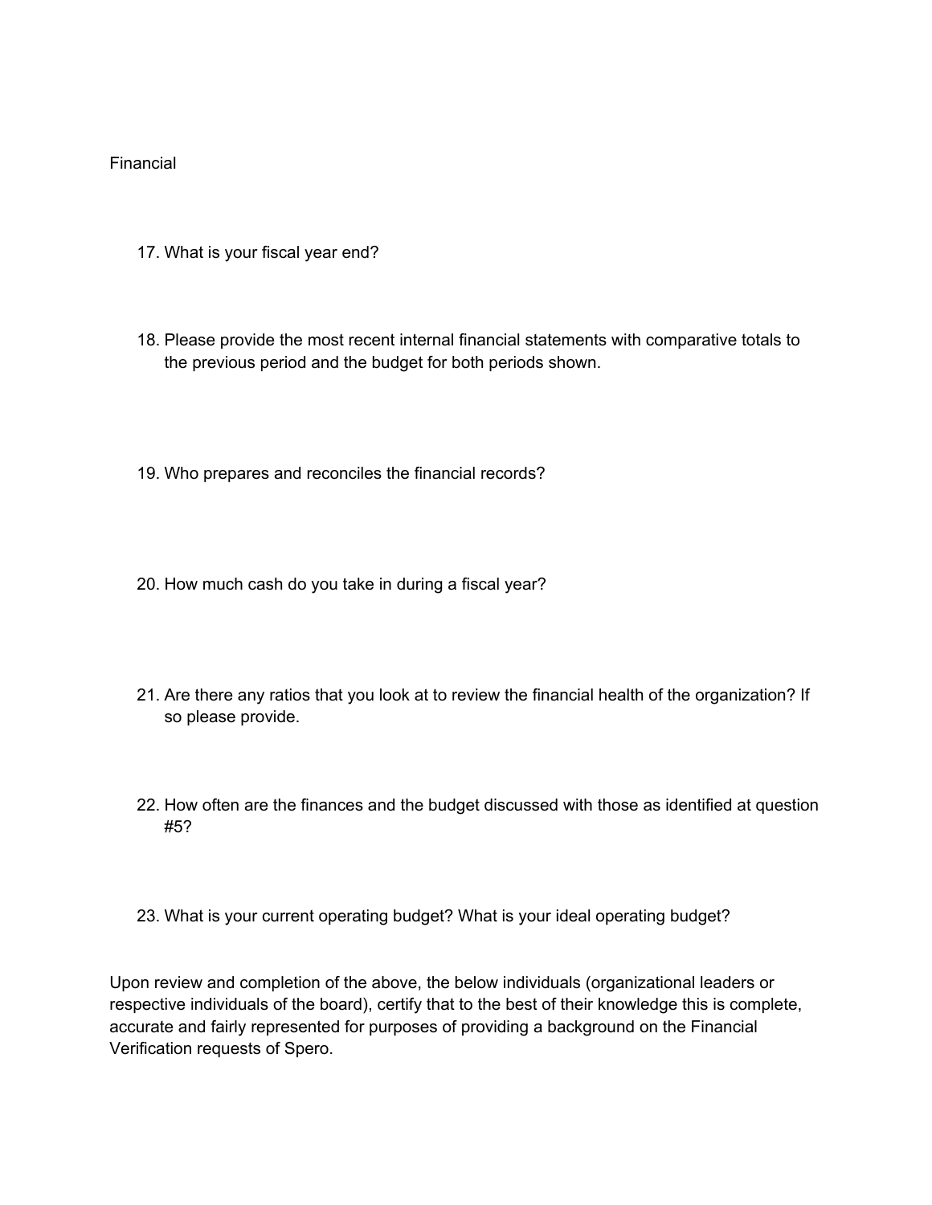Financial

17. What is your fiscal year end?

18. Please provide the most recent internal financial statements with comparative totals to the previous period and the budget for both periods shown.

19. Who prepares and reconciles the financial records?

20. How much cash do you take in during a fiscal year?

21. Are there any ratios that you look at to review the financial health of the organization? If so please provide.

22. How often are the finances and the budget discussed with those as identified at question #5?

23. What is your current operating budget? What is your ideal operating budget?

Upon review and completion of the above, the below individuals (organizational leaders or respective individuals of the board), certify that to the best of their knowledge this is complete, accurate and fairly represented for purposes of providing a background on the Financial Verification requests of Spero.